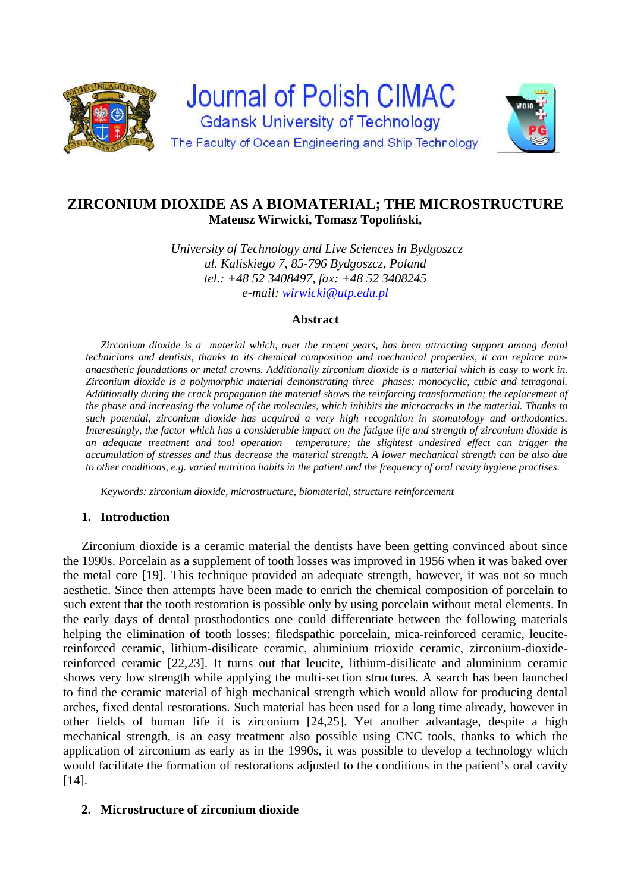# ZIRCONIUM DIOXIDE AS A BIOMATERIAL; THE MICROSTRUCTURE

**Mateusz Wirwicki, Tomasz Topoliński,**

*University of Technology and Live Sciences in Bydgoszcz*
*ul. Kaliskiego 7, 85-796 Bydgoszcz, Poland*
*tel.: +48 52 3408497, fax: +48 52 3408245*
*e-mail: wirwicki@utp.edu.pl*

## Abstract

*Zirconium dioxide is a material which, over the recent years, has been attracting support among dental technicians and dentists, thanks to its chemical composition and mechanical properties, it can replace non-anaesthetic foundations or metal crowns. Additionally zirconium dioxide is a material which is easy to work in. Zirconium dioxide is a polymorphic material demonstrating three phases: monocyclic, cubic and tetragonal. Additionally during the crack propagation the material shows the reinforcing transformation; the replacement of the phase and increasing the volume of the molecules, which inhibits the microcracks in the material. Thanks to such potential, zirconium dioxide has acquired a very high recognition in stomatology and orthodontics. Interestingly, the factor which has a considerable impact on the fatigue life and strength of zirconium dioxide is an adequate treatment and tool operation temperature; the slightest undesired effect can trigger the accumulation of stresses and thus decrease the material strength. A lower mechanical strength can be also due to other conditions, e.g. varied nutrition habits in the patient and the frequency of oral cavity hygiene practises.*

*Keywords: zirconium dioxide, microstructure, biomaterial, structure reinforcement*

## 1. Introduction

Zirconium dioxide is a ceramic material the dentists have been getting convinced about since the 1990s. Porcelain as a supplement of tooth losses was improved in 1956 when it was baked over the metal core [19]. This technique provided an adequate strength, however, it was not so much aesthetic. Since then attempts have been made to enrich the chemical composition of porcelain to such extent that the tooth restoration is possible only by using porcelain without metal elements. In the early days of dental prosthodontics one could differentiate between the following materials helping the elimination of tooth losses: filedspathic porcelain, mica-reinforced ceramic, leucite-reinforced ceramic, lithium-disilicate ceramic, aluminium trioxide ceramic, zirconium-dioxide-reinforced ceramic [22,23]. It turns out that leucite, lithium-disilicate and aluminium ceramic shows very low strength while applying the multi-section structures. A search has been launched to find the ceramic material of high mechanical strength which would allow for producing dental arches, fixed dental restorations. Such material has been used for a long time already, however in other fields of human life it is zirconium [24,25]. Yet another advantage, despite a high mechanical strength, is an easy treatment also possible using CNC tools, thanks to which the application of zirconium as early as in the 1990s, it was possible to develop a technology which would facilitate the formation of restorations adjusted to the conditions in the patient's oral cavity [14].

## 2. Microstructure of zirconium dioxide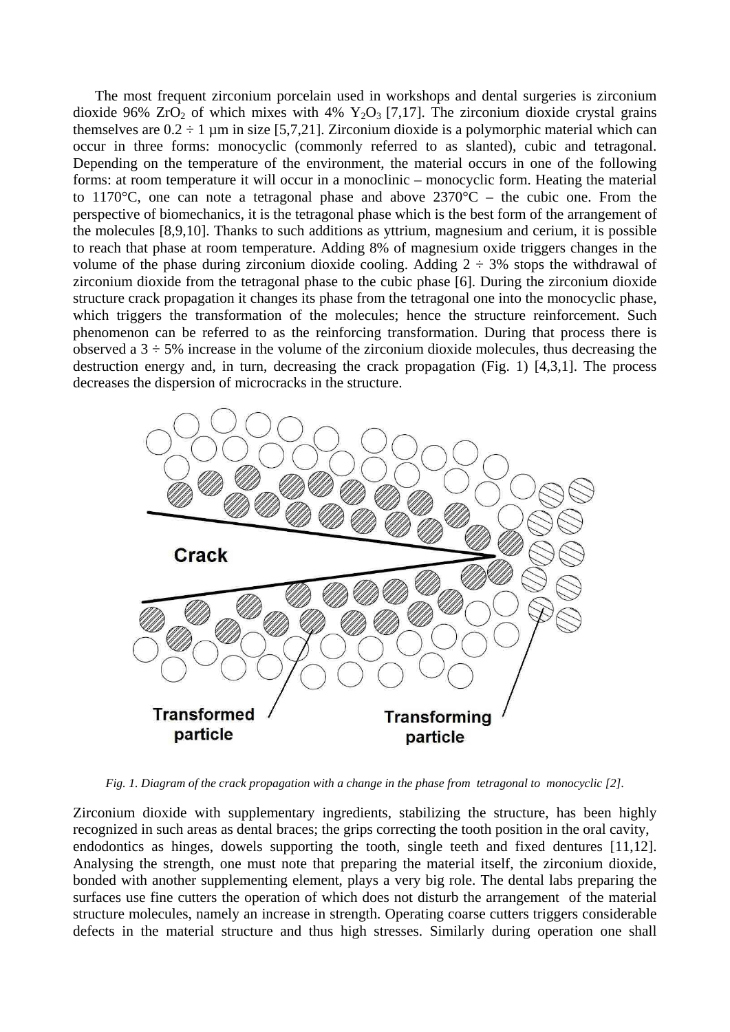The most frequent zirconium porcelain used in workshops and dental surgeries is zirconium dioxide 96% $ZrO_2$ of which mixes with 4% $Y_2O_3$ [7,17]. The zirconium dioxide crystal grains themselves are 0.2 ÷ 1 µm in size [5,7,21]. Zirconium dioxide is a polymorphic material which can occur in three forms: monocyclic (commonly referred to as slanted), cubic and tetragonal. Depending on the temperature of the environment, the material occurs in one of the following forms: at room temperature it will occur in a monoclinic – monocyclic form. Heating the material to 1170°C, one can note a tetragonal phase and above 2370°C – the cubic one. From the perspective of biomechanics, it is the tetragonal phase which is the best form of the arrangement of the molecules [8,9,10]. Thanks to such additions as yttrium, magnesium and cerium, it is possible to reach that phase at room temperature. Adding 8% of magnesium oxide triggers changes in the volume of the phase during zirconium dioxide cooling. Adding 2 ÷ 3% stops the withdrawal of zirconium dioxide from the tetragonal phase to the cubic phase [6]. During the zirconium dioxide structure crack propagation it changes its phase from the tetragonal one into the monocyclic phase, which triggers the transformation of the molecules; hence the structure reinforcement. Such phenomenon can be referred to as the reinforcing transformation. During that process there is observed a 3 ÷ 5% increase in the volume of the zirconium dioxide molecules, thus decreasing the destruction energy and, in turn, decreasing the crack propagation (Fig. 1) [4,3,1]. The process decreases the dispersion of microcracks in the structure.

*Fig. 1. Diagram of the crack propagation with a change in the phase from tetragonal to monocyclic [2].*

Zirconium dioxide with supplementary ingredients, stabilizing the structure, has been highly recognized in such areas as dental braces; the grips correcting the tooth position in the oral cavity, endodontics as hinges, dowels supporting the tooth, single teeth and fixed dentures [11,12]. Analysing the strength, one must note that preparing the material itself, the zirconium dioxide, bonded with another supplementing element, plays a very big role. The dental labs preparing the surfaces use fine cutters the operation of which does not disturb the arrangement of the material structure molecules, namely an increase in strength. Operating coarse cutters triggers considerable defects in the material structure and thus high stresses. Similarly during operation one shall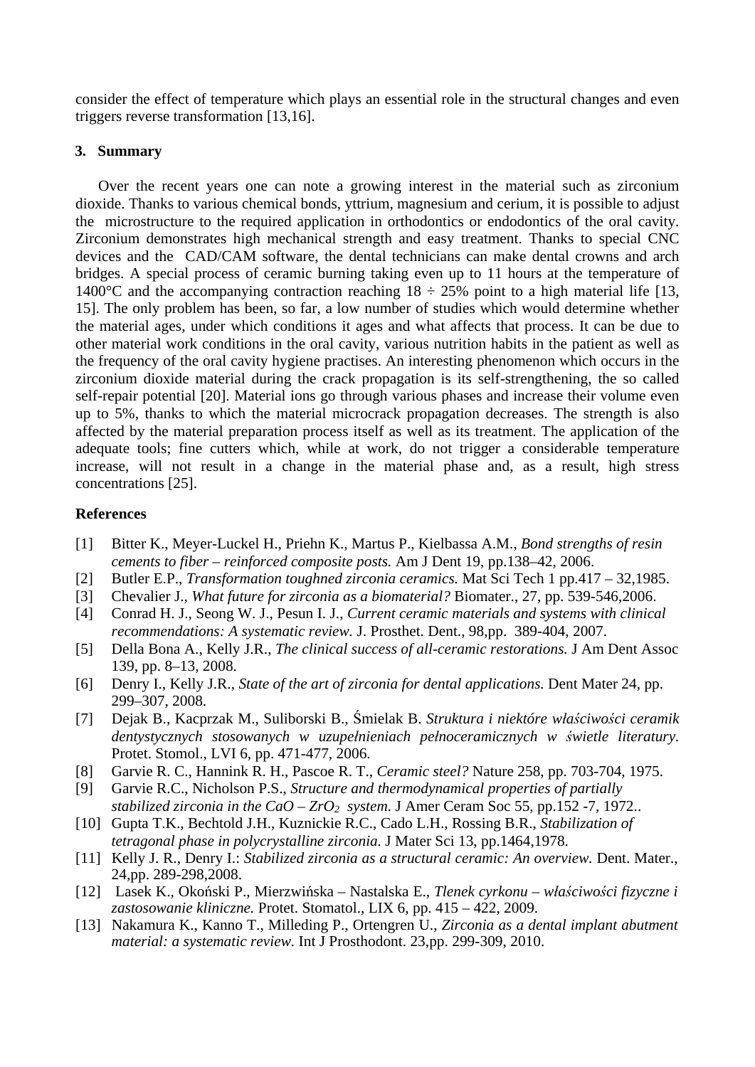consider the effect of temperature which plays an essential role in the structural changes and even triggers reverse transformation [13,16].

## 3. Summary

Over the recent years one can note a growing interest in the material such as zirconium dioxide. Thanks to various chemical bonds, yttrium, magnesium and cerium, it is possible to adjust the microstructure to the required application in orthodontics or endodontics of the oral cavity. Zirconium demonstrates high mechanical strength and easy treatment. Thanks to special CNC devices and the CAD/CAM software, the dental technicians can make dental crowns and arch bridges. A special process of ceramic burning taking even up to 11 hours at the temperature of 1400°C and the accompanying contraction reaching 18 ÷ 25% point to a high material life [13, 15]. The only problem has been, so far, a low number of studies which would determine whether the material ages, under which conditions it ages and what affects that process. It can be due to other material work conditions in the oral cavity, various nutrition habits in the patient as well as the frequency of the oral cavity hygiene practises. An interesting phenomenon which occurs in the zirconium dioxide material during the crack propagation is its self-strengthening, the so called self-repair potential [20]. Material ions go through various phases and increase their volume even up to 5%, thanks to which the material microcrack propagation decreases. The strength is also affected by the material preparation process itself as well as its treatment. The application of the adequate tools; fine cutters which, while at work, do not trigger a considerable temperature increase, will not result in a change in the material phase and, as a result, high stress concentrations [25].

## References

[1] Bitter K., Meyer-Luckel H., Priehn K., Martus P., Kielbassa A.M., *Bond strengths of resin cements to fiber – reinforced composite posts.* Am J Dent 19, pp.138–42, 2006.

[2] Butler E.P., *Transformation toughned zirconia ceramics.* Mat Sci Tech 1 pp.417 – 32,1985.

[3] Chevalier J., *What future for zirconia as a biomaterial?* Biomater., 27, pp. 539-546,2006.

[4] Conrad H. J., Seong W. J., Pesun I. J., *Current ceramic materials and systems with clinical recommendations: A systematic review.* J. Prosthet. Dent., 98,pp. 389-404, 2007.

[5] Della Bona A., Kelly J.R., *The clinical success of all-ceramic restorations.* J Am Dent Assoc 139, pp. 8–13, 2008.

[6] Denry I., Kelly J.R., *State of the art of zirconia for dental applications.* Dent Mater 24, pp. 299–307, 2008.

[7] Dejak B., Kacprzak M., Suliborski B., Śmielak B. *Struktura i niektóre właściwości ceramik dentystycznych stosowanych w uzupełnieniach pełnoceramicznych w świetle literatury.* Protet. Stomol., LVI 6, pp. 471-477, 2006.

[8] Garvie R. C., Hannink R. H., Pascoe R. T., *Ceramic steel?* Nature 258, pp. 703-704, 1975.

[9] Garvie R.C., Nicholson P.S., *Structure and thermodynamical properties of partially stabilized zirconia in the CaO – $ZrO_2$ system.* J Amer Ceram Soc 55, pp.152 -7, 1972..

[10] Gupta T.K., Bechtold J.H., Kuznickie R.C., Cado L.H., Rossing B.R., *Stabilization of tetragonal phase in polycrystalline zirconia.* J Mater Sci 13, pp.1464,1978.

[11] Kelly J. R., Denry I.: *Stabilized zirconia as a structural ceramic: An overview.* Dent. Mater., 24,pp. 289-298,2008.

[12] Lasek K., Okoński P., Mierzwińska – Nastalska E., *Tlenek cyrkonu – właściwości fizyczne i zastosowanie kliniczne.* Protet. Stomatol., LIX 6, pp. 415 – 422, 2009.

[13] Nakamura K., Kanno T., Milleding P., Ortengren U., *Zirconia as a dental implant abutment material: a systematic review.* Int J Prosthodont. 23,pp. 299-309, 2010.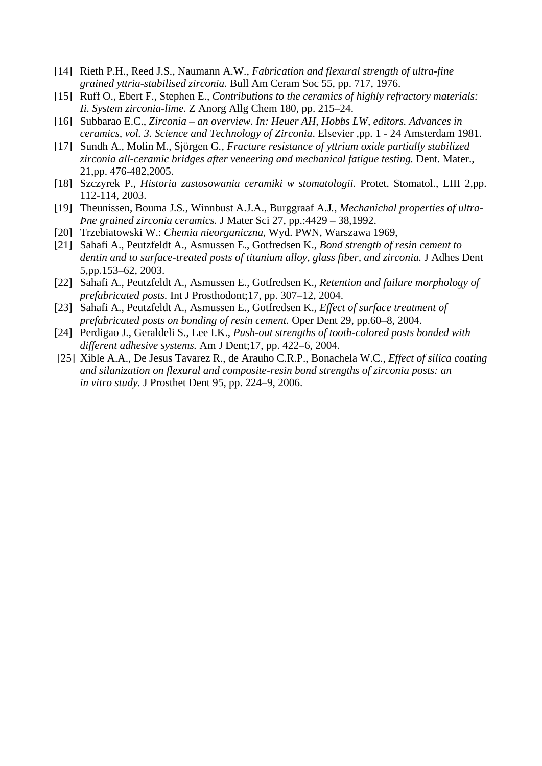[14] Rieth P.H., Reed J.S., Naumann A.W., *Fabrication and flexural strength of ultra-fine grained yttria-stabilised zirconia.* Bull Am Ceram Soc 55, pp. 717, 1976.

[15] Ruff O., Ebert F., Stephen E., *Contributions to the ceramics of highly refractory materials: Ii. System zirconia-lime.* Z Anorg Allg Chem 180, pp. 215–24.

[16] Subbarao E.C., *Zirconia – an overview. In: Heuer AH, Hobbs LW, editors. Advances in ceramics, vol. 3. Science and Technology of Zirconia*. Elsevier ,pp. 1 - 24 Amsterdam 1981.

[17] Sundh A., Molin M., Sjörgen G., *Fracture resistance of yttrium oxide partially stabilized zirconia all-ceramic bridges after veneering and mechanical fatigue testing.* Dent. Mater., 21,pp. 476-482,2005.

[18] Szczyrek P., *Historia zastosowania ceramiki w stomatologii.* Protet. Stomatol., LIII 2,pp. 112-114, 2003.

[19] Theunissen, Bouma J.S., Winnbust A.J.A., Burggraaf A.J., *Mechanichal properties of ultra-Þne grained zirconia ceramics.* J Mater Sci 27, pp.:4429 – 38,1992.

[20] Trzebiatowski W.: *Chemia nieorganiczna*, Wyd. PWN, Warszawa 1969,

[21] Sahafi A., Peutzfeldt A., Asmussen E., Gotfredsen K., *Bond strength of resin cement to dentin and to surface-treated posts of titanium alloy, glass fiber, and zirconia.* J Adhes Dent 5,pp.153–62, 2003.

[22] Sahafi A., Peutzfeldt A., Asmussen E., Gotfredsen K., *Retention and failure morphology of prefabricated posts.* Int J Prosthodont;17, pp. 307–12, 2004.

[23] Sahafi A., Peutzfeldt A., Asmussen E., Gotfredsen K., *Effect of surface treatment of prefabricated posts on bonding of resin cement.* Oper Dent 29, pp.60–8, 2004.

[24] Perdigao J., Geraldeli S., Lee I.K., *Push-out strengths of tooth-colored posts bonded with different adhesive systems.* Am J Dent;17, pp. 422–6, 2004.

[25] Xible A.A., De Jesus Tavarez R., de Arauho C.R.P., Bonachela W.C., *Effect of silica coating and silanization on flexural and composite-resin bond strengths of zirconia posts: an in vitro study.* J Prosthet Dent 95, pp. 224–9, 2006.